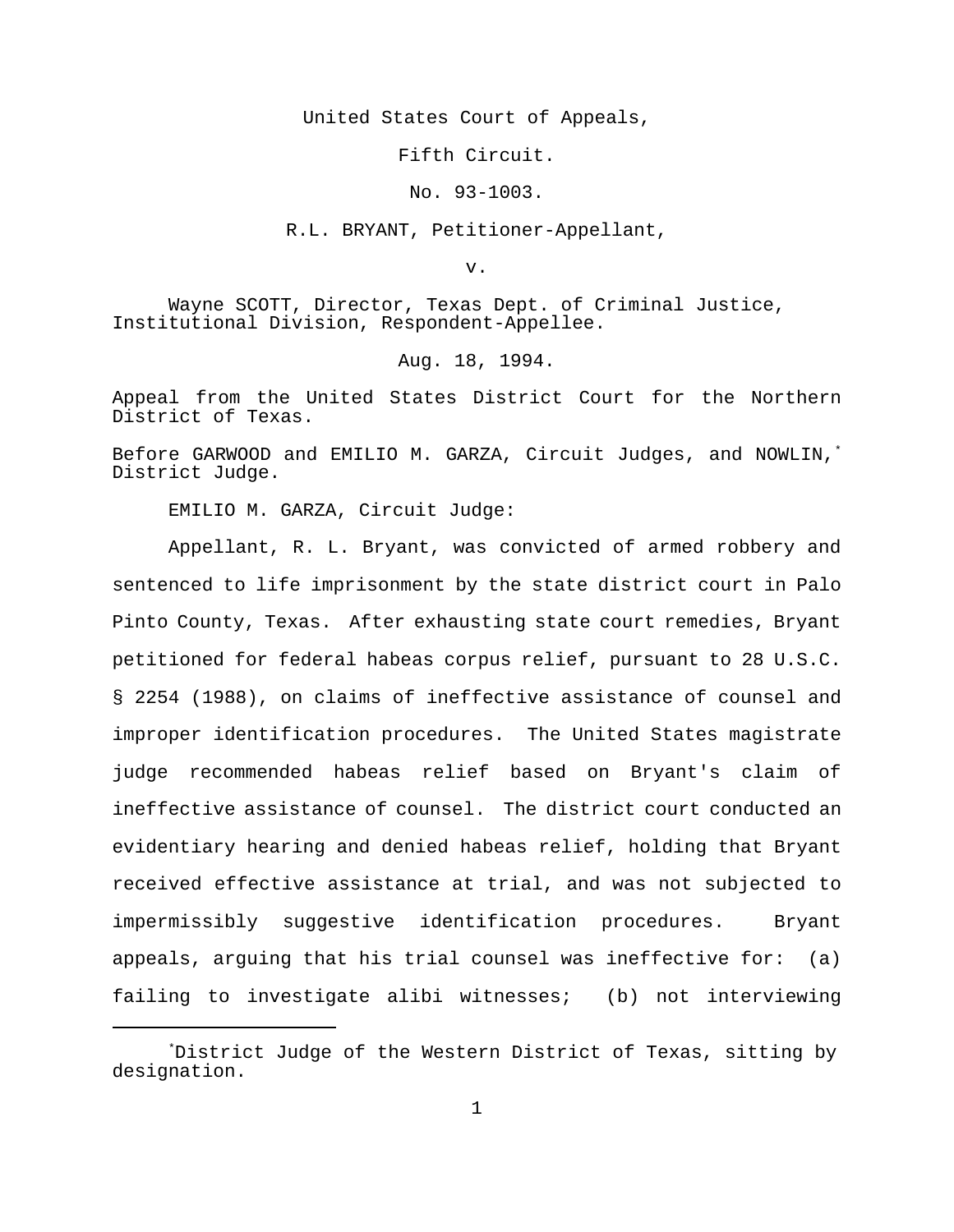United States Court of Appeals,

Fifth Circuit.

No. 93-1003.

R.L. BRYANT, Petitioner-Appellant,

v.

Wayne SCOTT, Director, Texas Dept. of Criminal Justice, Institutional Division, Respondent-Appellee.

Aug. 18, 1994.

Appeal from the United States District Court for the Northern District of Texas.

Before GARWOOD and EMILIO M. GARZA, Circuit Judges, and NOWLIN,[*] District Judge.

EMILIO M. GARZA, Circuit Judge:

Appellant, R. L. Bryant, was convicted of armed robbery and sentenced to life imprisonment by the state district court in Palo Pinto County, Texas. After exhausting state court remedies, Bryant petitioned for federal habeas corpus relief, pursuant to 28 U.S.C. § 2254 (1988), on claims of ineffective assistance of counsel and improper identification procedures. The United States magistrate judge recommended habeas relief based on Bryant's claim of ineffective assistance of counsel. The district court conducted an evidentiary hearing and denied habeas relief, holding that Bryant received effective assistance at trial, and was not subjected to impermissibly suggestive identification procedures. Bryant appeals, arguing that his trial counsel was ineffective for: (a) failing to investigate alibi witnesses; (b) not interviewing

[*] District Judge of the Western District of Texas, sitting by designation.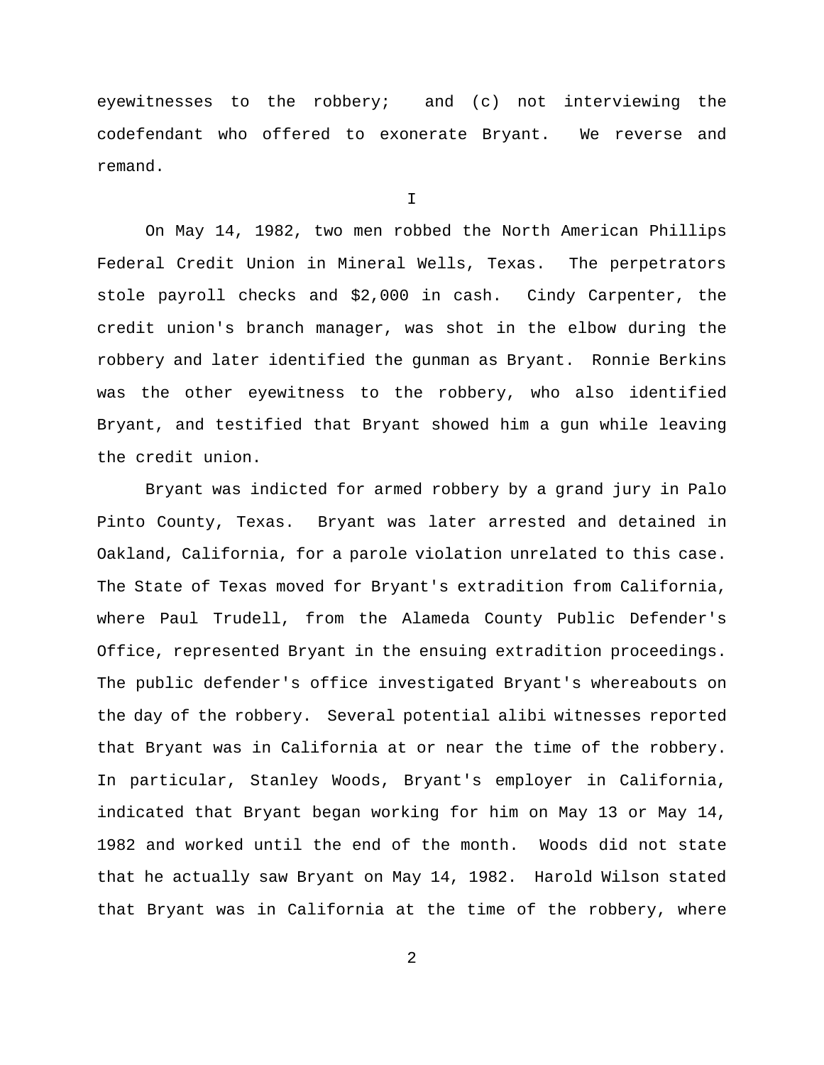eyewitnesses to the robbery; and (c) not interviewing the codefendant who offered to exonerate Bryant. We reverse and remand.

I

On May 14, 1982, two men robbed the North American Phillips Federal Credit Union in Mineral Wells, Texas. The perpetrators stole payroll checks and $2,000 in cash. Cindy Carpenter, the credit union's branch manager, was shot in the elbow during the robbery and later identified the gunman as Bryant. Ronnie Berkins was the other eyewitness to the robbery, who also identified Bryant, and testified that Bryant showed him a gun while leaving the credit union.

Bryant was indicted for armed robbery by a grand jury in Palo Pinto County, Texas. Bryant was later arrested and detained in Oakland, California, for a parole violation unrelated to this case. The State of Texas moved for Bryant's extradition from California, where Paul Trudell, from the Alameda County Public Defender's Office, represented Bryant in the ensuing extradition proceedings. The public defender's office investigated Bryant's whereabouts on the day of the robbery. Several potential alibi witnesses reported that Bryant was in California at or near the time of the robbery. In particular, Stanley Woods, Bryant's employer in California, indicated that Bryant began working for him on May 13 or May 14, 1982 and worked until the end of the month. Woods did not state that he actually saw Bryant on May 14, 1982. Harold Wilson stated that Bryant was in California at the time of the robbery, where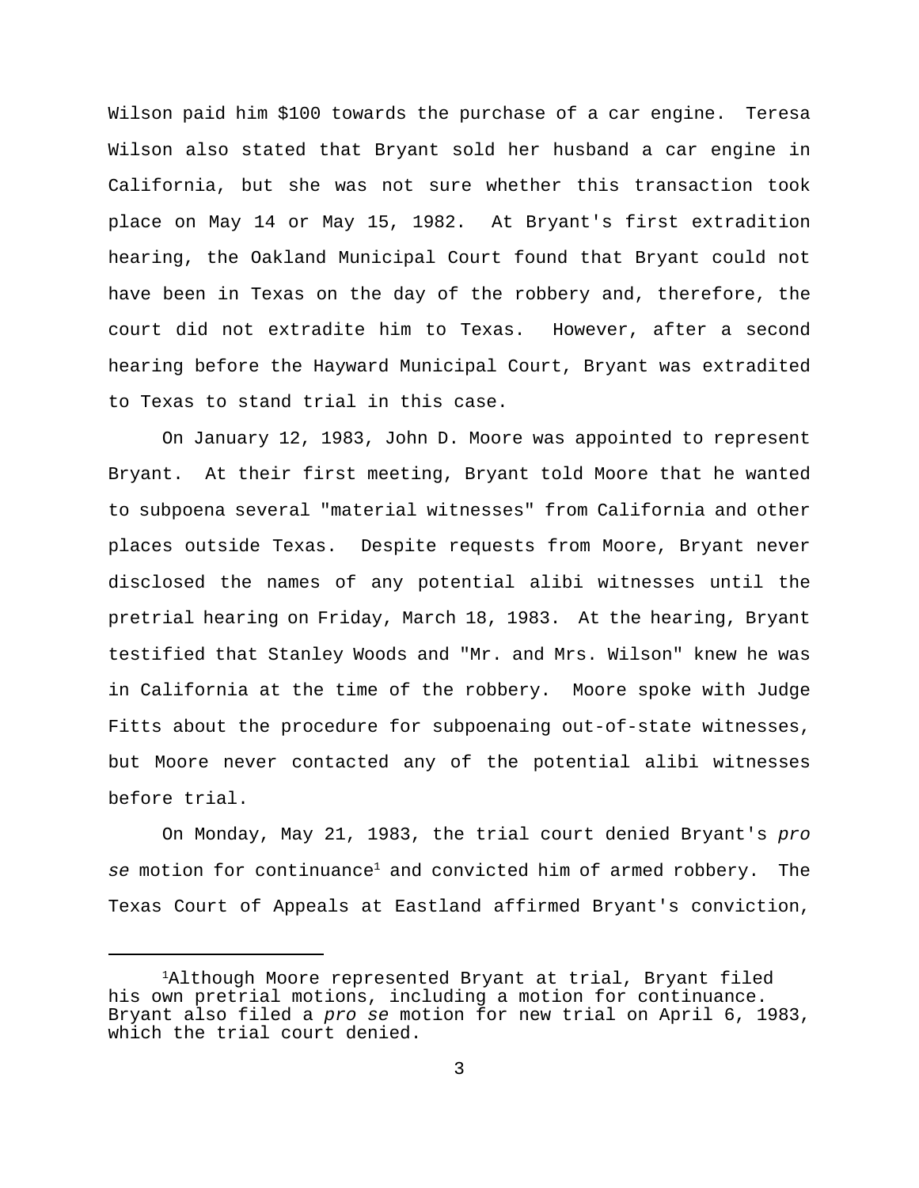Wilson paid him $100 towards the purchase of a car engine. Teresa Wilson also stated that Bryant sold her husband a car engine in California, but she was not sure whether this transaction took place on May 14 or May 15, 1982. At Bryant's first extradition hearing, the Oakland Municipal Court found that Bryant could not have been in Texas on the day of the robbery and, therefore, the court did not extradite him to Texas. However, after a second hearing before the Hayward Municipal Court, Bryant was extradited to Texas to stand trial in this case.

On January 12, 1983, John D. Moore was appointed to represent Bryant. At their first meeting, Bryant told Moore that he wanted to subpoena several "material witnesses" from California and other places outside Texas. Despite requests from Moore, Bryant never disclosed the names of any potential alibi witnesses until the pretrial hearing on Friday, March 18, 1983. At the hearing, Bryant testified that Stanley Woods and "Mr. and Mrs. Wilson" knew he was in California at the time of the robbery. Moore spoke with Judge Fitts about the procedure for subpoenaing out-of-state witnesses, but Moore never contacted any of the potential alibi witnesses before trial.

On Monday, May 21, 1983, the trial court denied Bryant's *pro se* motion for continuance[1] and convicted him of armed robbery. The Texas Court of Appeals at Eastland affirmed Bryant's conviction,

---

[1]Although Moore represented Bryant at trial, Bryant filed his own pretrial motions, including a motion for continuance. Bryant also filed a *pro se* motion for new trial on April 6, 1983, which the trial court denied.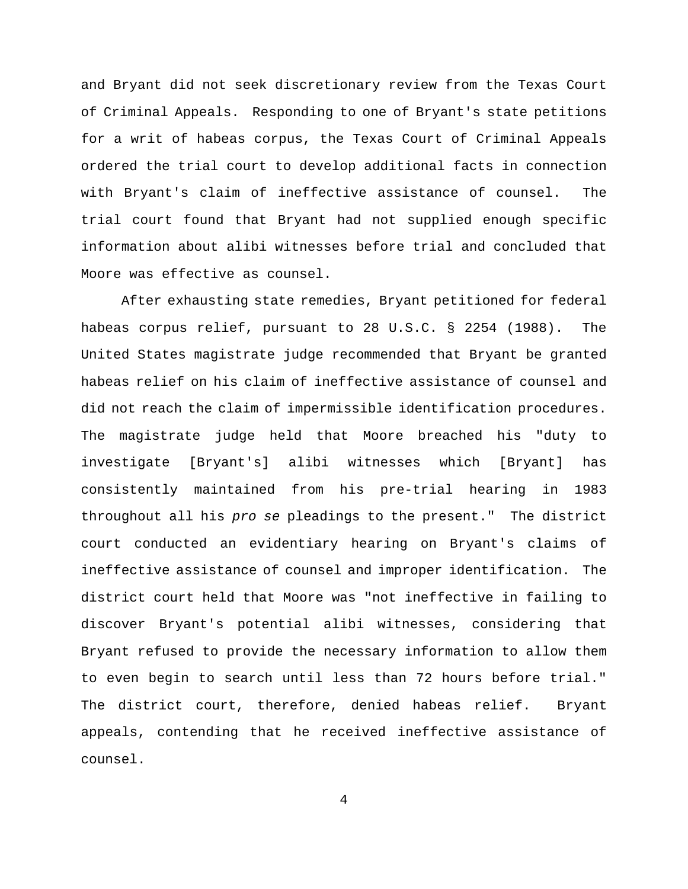and Bryant did not seek discretionary review from the Texas Court of Criminal Appeals. Responding to one of Bryant's state petitions for a writ of habeas corpus, the Texas Court of Criminal Appeals ordered the trial court to develop additional facts in connection with Bryant's claim of ineffective assistance of counsel. The trial court found that Bryant had not supplied enough specific information about alibi witnesses before trial and concluded that Moore was effective as counsel.

After exhausting state remedies, Bryant petitioned for federal habeas corpus relief, pursuant to 28 U.S.C. § 2254 (1988). The United States magistrate judge recommended that Bryant be granted habeas relief on his claim of ineffective assistance of counsel and did not reach the claim of impermissible identification procedures. The magistrate judge held that Moore breached his "duty to investigate [Bryant's] alibi witnesses which [Bryant] has consistently maintained from his pre-trial hearing in 1983 throughout all his *pro se* pleadings to the present." The district court conducted an evidentiary hearing on Bryant's claims of ineffective assistance of counsel and improper identification. The district court held that Moore was "not ineffective in failing to discover Bryant's potential alibi witnesses, considering that Bryant refused to provide the necessary information to allow them to even begin to search until less than 72 hours before trial." The district court, therefore, denied habeas relief. Bryant appeals, contending that he received ineffective assistance of counsel.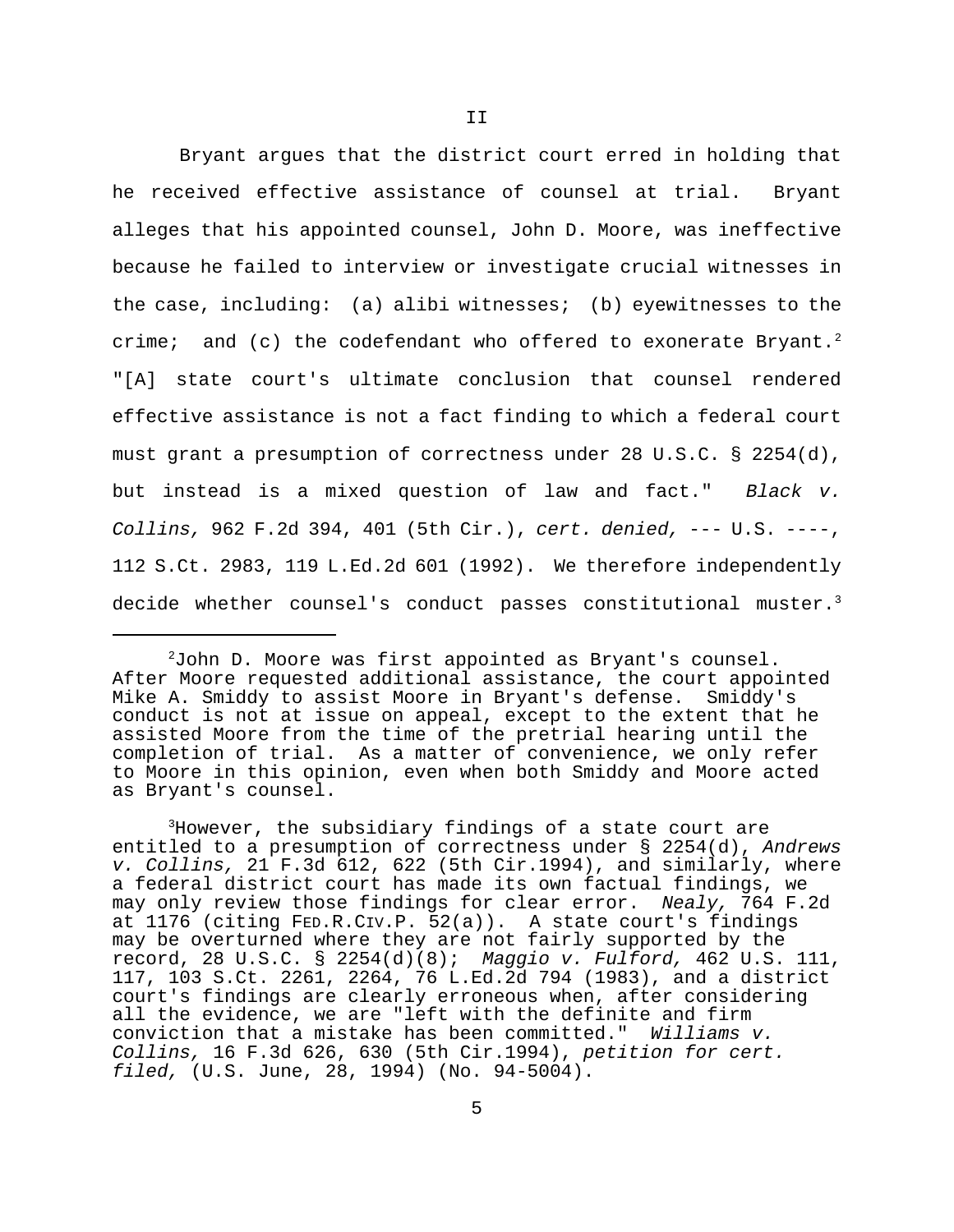## II

Bryant argues that the district court erred in holding that he received effective assistance of counsel at trial. Bryant alleges that his appointed counsel, John D. Moore, was ineffective because he failed to interview or investigate crucial witnesses in the case, including: (a) alibi witnesses; (b) eyewitnesses to the crime; and (c) the codefendant who offered to exonerate Bryant.[2] "[A] state court's ultimate conclusion that counsel rendered effective assistance is not a fact finding to which a federal court must grant a presumption of correctness under 28 U.S.C. § 2254(d), but instead is a mixed question of law and fact." *Black v. Collins,* 962 F.2d 394, 401 (5th Cir.), *cert. denied,* --- U.S. ----, 112 S.Ct. 2983, 119 L.Ed.2d 601 (1992). We therefore independently decide whether counsel's conduct passes constitutional muster.[3]

---

[2]John D. Moore was first appointed as Bryant's counsel. After Moore requested additional assistance, the court appointed Mike A. Smiddy to assist Moore in Bryant's defense. Smiddy's conduct is not at issue on appeal, except to the extent that he assisted Moore from the time of the pretrial hearing until the completion of trial. As a matter of convenience, we only refer to Moore in this opinion, even when both Smiddy and Moore acted as Bryant's counsel.

[3]However, the subsidiary findings of a state court are entitled to a presumption of correctness under § 2254(d), *Andrews v. Collins,* 21 F.3d 612, 622 (5th Cir.1994), and similarly, where a federal district court has made its own factual findings, we may only review those findings for clear error. *Nealy,* 764 F.2d at 1176 (citing FED.R.CIV.P. 52(a)). A state court's findings may be overturned where they are not fairly supported by the record, 28 U.S.C. § 2254(d)(8); *Maggio v. Fulford,* 462 U.S. 111, 117, 103 S.Ct. 2261, 2264, 76 L.Ed.2d 794 (1983), and a district court's findings are clearly erroneous when, after considering all the evidence, we are "left with the definite and firm conviction that a mistake has been committed." *Williams v. Collins,* 16 F.3d 626, 630 (5th Cir.1994), *petition for cert. filed,* (U.S. June, 28, 1994) (No. 94-5004).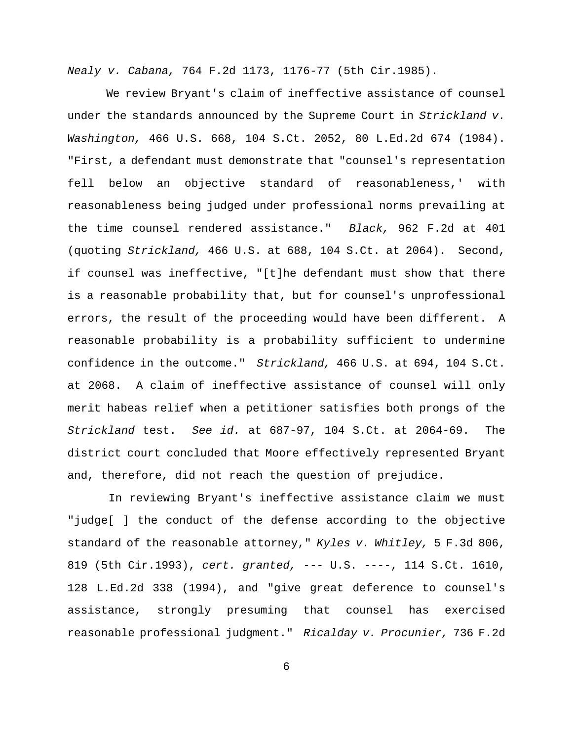*Nealy v. Cabana,* 764 F.2d 1173, 1176-77 (5th Cir.1985).

We review Bryant's claim of ineffective assistance of counsel under the standards announced by the Supreme Court in *Strickland v. Washington,* 466 U.S. 668, 104 S.Ct. 2052, 80 L.Ed.2d 674 (1984). "First, a defendant must demonstrate that "counsel's representation fell below an objective standard of reasonableness,' with reasonableness being judged under professional norms prevailing at the time counsel rendered assistance." *Black,* 962 F.2d at 401 (quoting *Strickland,* 466 U.S. at 688, 104 S.Ct. at 2064). Second, if counsel was ineffective, "[t]he defendant must show that there is a reasonable probability that, but for counsel's unprofessional errors, the result of the proceeding would have been different. A reasonable probability is a probability sufficient to undermine confidence in the outcome." *Strickland,* 466 U.S. at 694, 104 S.Ct. at 2068. A claim of ineffective assistance of counsel will only merit habeas relief when a petitioner satisfies both prongs of the *Strickland* test. *See id.* at 687-97, 104 S.Ct. at 2064-69. The district court concluded that Moore effectively represented Bryant and, therefore, did not reach the question of prejudice.

In reviewing Bryant's ineffective assistance claim we must "judge[ ] the conduct of the defense according to the objective standard of the reasonable attorney," *Kyles v. Whitley,* 5 F.3d 806, 819 (5th Cir.1993), *cert. granted,* --- U.S. ----, 114 S.Ct. 1610, 128 L.Ed.2d 338 (1994), and "give great deference to counsel's assistance, strongly presuming that counsel has exercised reasonable professional judgment." *Ricalday v. Procunier,* 736 F.2d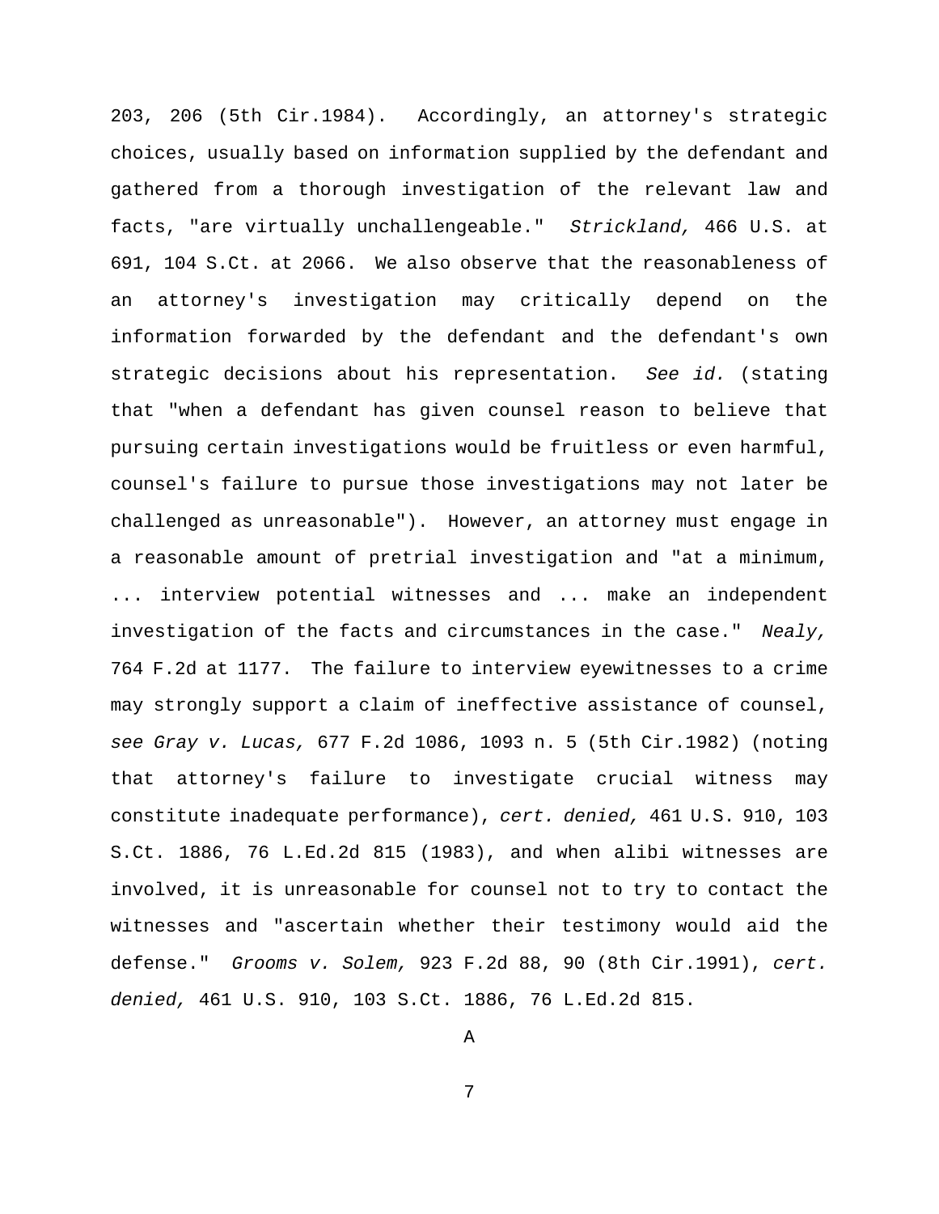203, 206 (5th Cir.1984). Accordingly, an attorney's strategic choices, usually based on information supplied by the defendant and gathered from a thorough investigation of the relevant law and facts, "are virtually unchallengeable." *Strickland,* 466 U.S. at 691, 104 S.Ct. at 2066. We also observe that the reasonableness of an attorney's investigation may critically depend on the information forwarded by the defendant and the defendant's own strategic decisions about his representation. *See id.* (stating that "when a defendant has given counsel reason to believe that pursuing certain investigations would be fruitless or even harmful, counsel's failure to pursue those investigations may not later be challenged as unreasonable"). However, an attorney must engage in a reasonable amount of pretrial investigation and "at a minimum, ... interview potential witnesses and ... make an independent investigation of the facts and circumstances in the case." *Nealy,* 764 F.2d at 1177. The failure to interview eyewitnesses to a crime may strongly support a claim of ineffective assistance of counsel, *see Gray v. Lucas,* 677 F.2d 1086, 1093 n. 5 (5th Cir.1982) (noting that attorney's failure to investigate crucial witness may constitute inadequate performance), *cert. denied,* 461 U.S. 910, 103 S.Ct. 1886, 76 L.Ed.2d 815 (1983), and when alibi witnesses are involved, it is unreasonable for counsel not to try to contact the witnesses and "ascertain whether their testimony would aid the defense." *Grooms v. Solem,* 923 F.2d 88, 90 (8th Cir.1991), *cert. denied,* 461 U.S. 910, 103 S.Ct. 1886, 76 L.Ed.2d 815.

A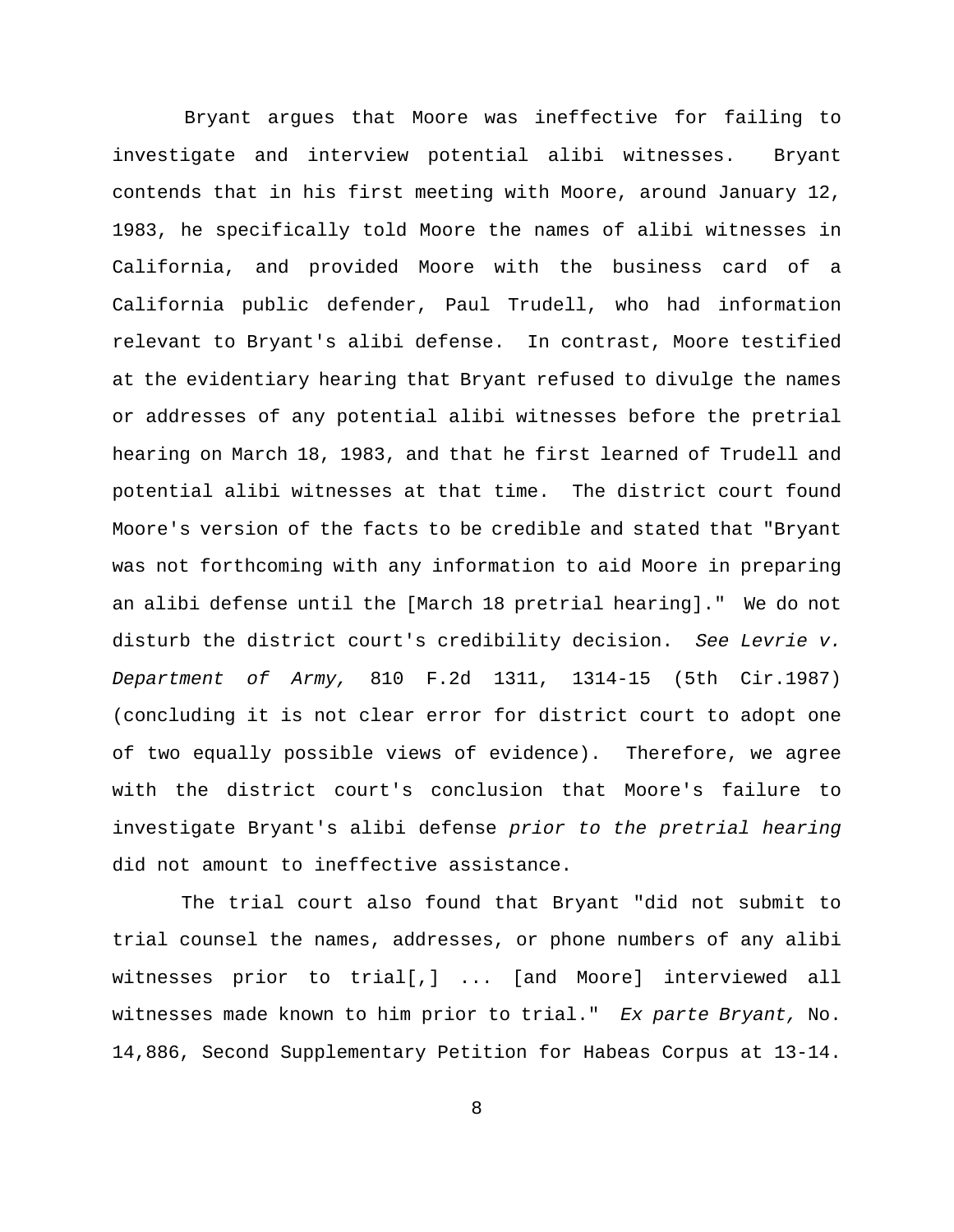Bryant argues that Moore was ineffective for failing to investigate and interview potential alibi witnesses. Bryant contends that in his first meeting with Moore, around January 12, 1983, he specifically told Moore the names of alibi witnesses in California, and provided Moore with the business card of a California public defender, Paul Trudell, who had information relevant to Bryant's alibi defense. In contrast, Moore testified at the evidentiary hearing that Bryant refused to divulge the names or addresses of any potential alibi witnesses before the pretrial hearing on March 18, 1983, and that he first learned of Trudell and potential alibi witnesses at that time. The district court found Moore's version of the facts to be credible and stated that "Bryant was not forthcoming with any information to aid Moore in preparing an alibi defense until the [March 18 pretrial hearing]." We do not disturb the district court's credibility decision. *See Levrie v. Department of Army,* 810 F.2d 1311, 1314-15 (5th Cir.1987) (concluding it is not clear error for district court to adopt one of two equally possible views of evidence). Therefore, we agree with the district court's conclusion that Moore's failure to investigate Bryant's alibi defense *prior to the pretrial hearing* did not amount to ineffective assistance.

The trial court also found that Bryant "did not submit to trial counsel the names, addresses, or phone numbers of any alibi witnesses prior to trial[,] ... [and Moore] interviewed all witnesses made known to him prior to trial." *Ex parte Bryant,* No. 14,886, Second Supplementary Petition for Habeas Corpus at 13-14.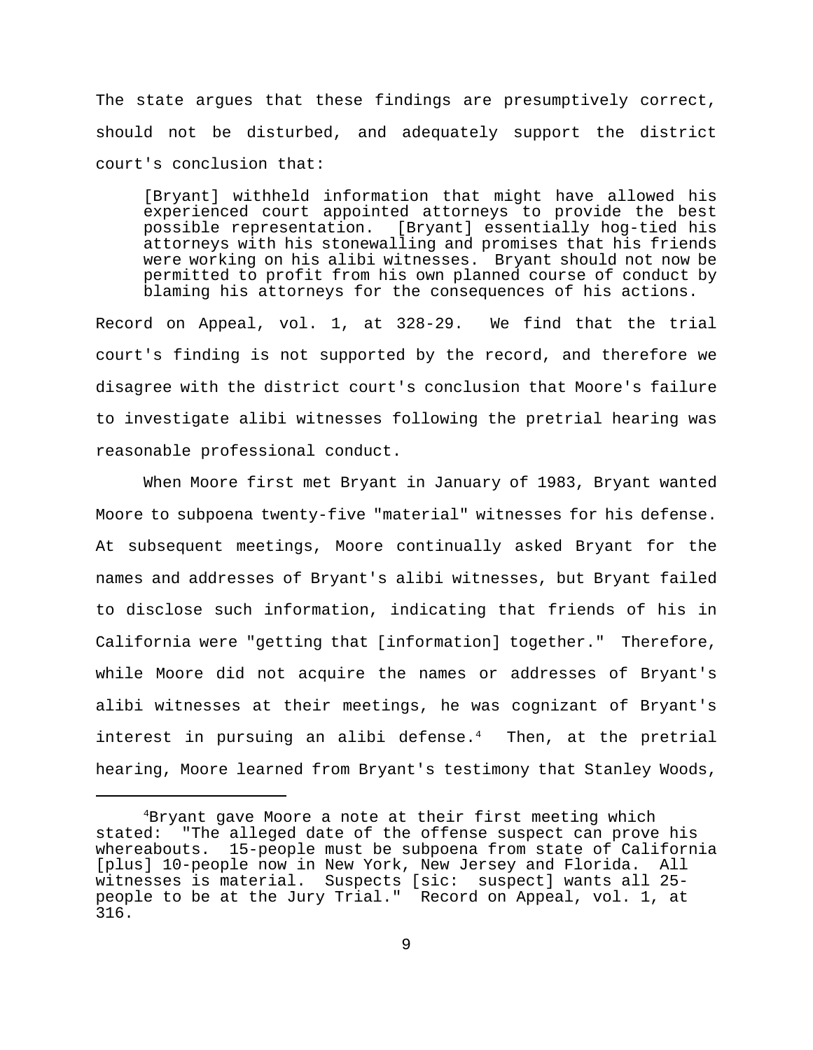The state argues that these findings are presumptively correct, should not be disturbed, and adequately support the district court's conclusion that:

> [Bryant] withheld information that might have allowed his experienced court appointed attorneys to provide the best possible representation. [Bryant] essentially hog-tied his attorneys with his stonewalling and promises that his friends were working on his alibi witnesses. Bryant should not now be permitted to profit from his own planned course of conduct by blaming his attorneys for the consequences of his actions.

Record on Appeal, vol. 1, at 328-29. We find that the trial court's finding is not supported by the record, and therefore we disagree with the district court's conclusion that Moore's failure to investigate alibi witnesses following the pretrial hearing was reasonable professional conduct.

When Moore first met Bryant in January of 1983, Bryant wanted Moore to subpoena twenty-five "material" witnesses for his defense. At subsequent meetings, Moore continually asked Bryant for the names and addresses of Bryant's alibi witnesses, but Bryant failed to disclose such information, indicating that friends of his in California were "getting that [information] together." Therefore, while Moore did not acquire the names or addresses of Bryant's alibi witnesses at their meetings, he was cognizant of Bryant's interest in pursuing an alibi defense.[4] Then, at the pretrial hearing, Moore learned from Bryant's testimony that Stanley Woods,

---

[4]Bryant gave Moore a note at their first meeting which stated: "The alleged date of the offense suspect can prove his whereabouts. 15-people must be subpoena from state of California [plus] 10-people now in New York, New Jersey and Florida. All witnesses is material. Suspects [sic: suspect] wants all 25-people to be at the Jury Trial." Record on Appeal, vol. 1, at 316.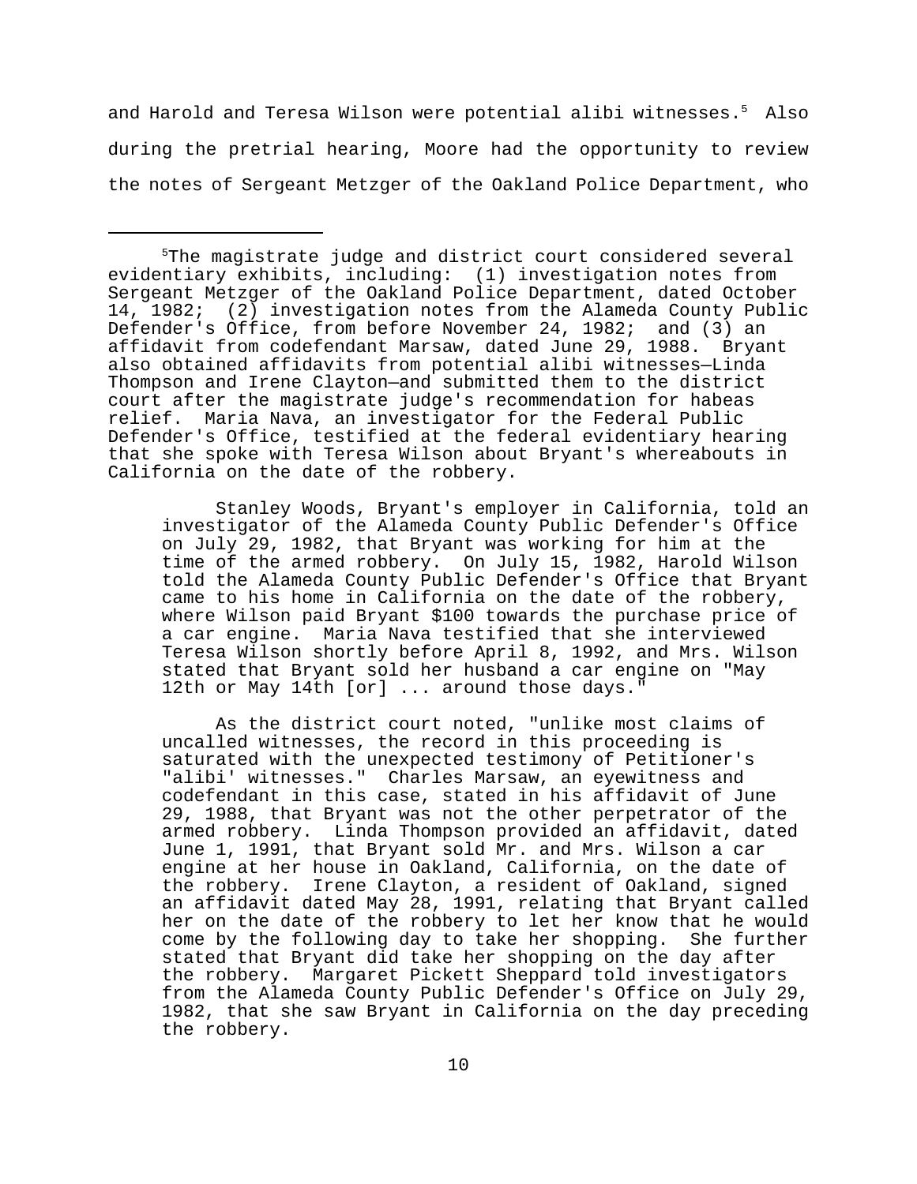and Harold and Teresa Wilson were potential alibi witnesses.[5] Also during the pretrial hearing, Moore had the opportunity to review the notes of Sergeant Metzger of the Oakland Police Department, who

---

[5]The magistrate judge and district court considered several evidentiary exhibits, including: (1) investigation notes from Sergeant Metzger of the Oakland Police Department, dated October 14, 1982; (2) investigation notes from the Alameda County Public Defender's Office, from before November 24, 1982; and (3) an affidavit from codefendant Marsaw, dated June 29, 1988. Bryant also obtained affidavits from potential alibi witnesses—Linda Thompson and Irene Clayton—and submitted them to the district court after the magistrate judge's recommendation for habeas relief. Maria Nava, an investigator for the Federal Public Defender's Office, testified at the federal evidentiary hearing that she spoke with Teresa Wilson about Bryant's whereabouts in California on the date of the robbery.

> Stanley Woods, Bryant's employer in California, told an investigator of the Alameda County Public Defender's Office on July 29, 1982, that Bryant was working for him at the time of the armed robbery. On July 15, 1982, Harold Wilson told the Alameda County Public Defender's Office that Bryant came to his home in California on the date of the robbery, where Wilson paid Bryant $100 towards the purchase price of a car engine. Maria Nava testified that she interviewed Teresa Wilson shortly before April 8, 1992, and Mrs. Wilson stated that Bryant sold her husband a car engine on "May 12th or May 14th [or] ... around those days."
>
> As the district court noted, "unlike most claims of uncalled witnesses, the record in this proceeding is saturated with the unexpected testimony of Petitioner's 'alibi' witnesses." Charles Marsaw, an eyewitness and codefendant in this case, stated in his affidavit of June 29, 1988, that Bryant was not the other perpetrator of the armed robbery. Linda Thompson provided an affidavit, dated June 1, 1991, that Bryant sold Mr. and Mrs. Wilson a car engine at her house in Oakland, California, on the date of the robbery. Irene Clayton, a resident of Oakland, signed an affidavit dated May 28, 1991, relating that Bryant called her on the date of the robbery to let her know that he would come by the following day to take her shopping. She further stated that Bryant did take her shopping on the day after the robbery. Margaret Pickett Sheppard told investigators from the Alameda County Public Defender's Office on July 29, 1982, that she saw Bryant in California on the day preceding the robbery.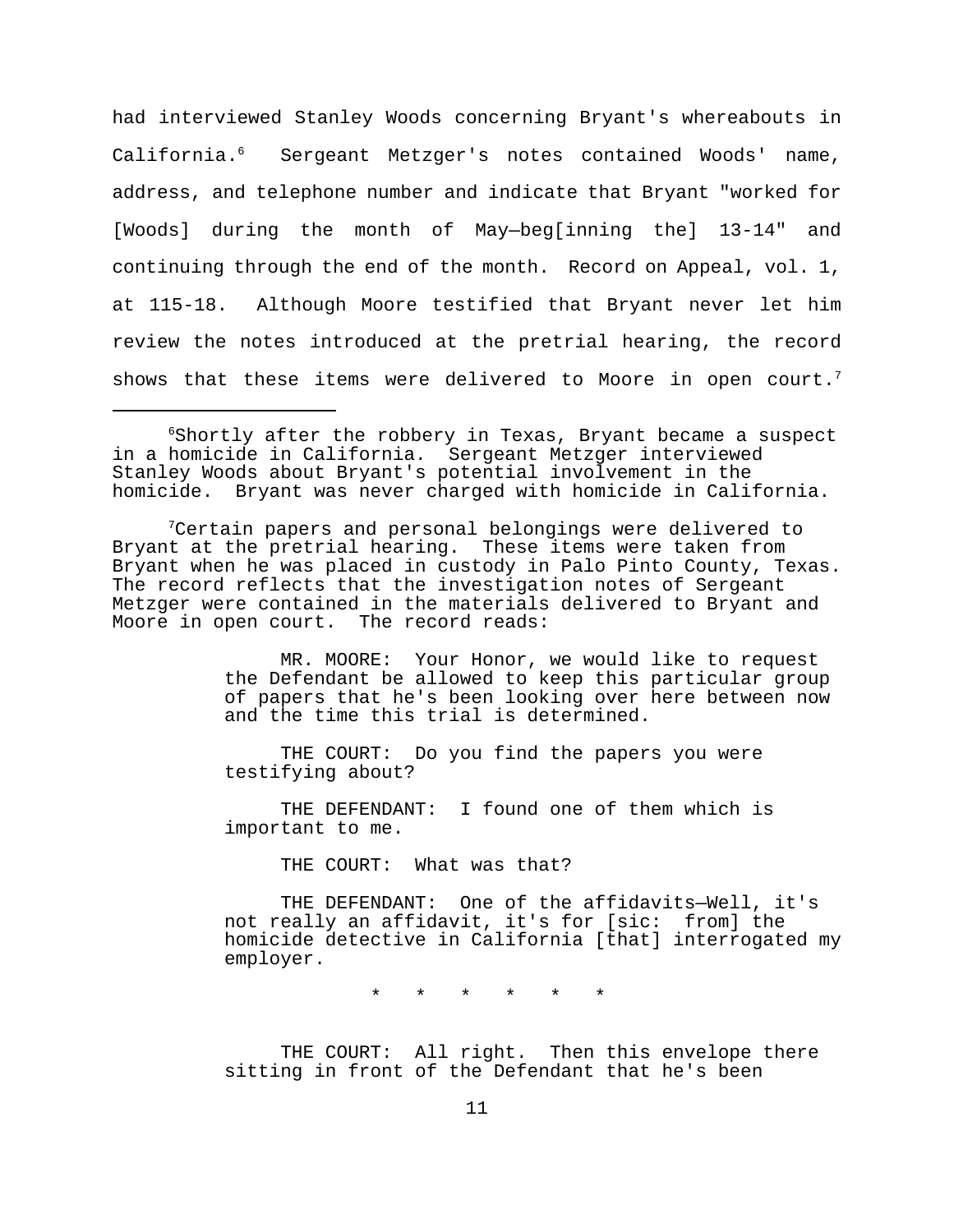had interviewed Stanley Woods concerning Bryant's whereabouts in California.[6] Sergeant Metzger's notes contained Woods' name, address, and telephone number and indicate that Bryant "worked for [Woods] during the month of May—beg[inning the] 13-14" and continuing through the end of the month. Record on Appeal, vol. 1, at 115-18. Although Moore testified that Bryant never let him review the notes introduced at the pretrial hearing, the record shows that these items were delivered to Moore in open court.[7]

---

[6]Shortly after the robbery in Texas, Bryant became a suspect in a homicide in California. Sergeant Metzger interviewed Stanley Woods about Bryant's potential involvement in the homicide. Bryant was never charged with homicide in California.

[7]Certain papers and personal belongings were delivered to Bryant at the pretrial hearing. These items were taken from Bryant when he was placed in custody in Palo Pinto County, Texas. The record reflects that the investigation notes of Sergeant Metzger were contained in the materials delivered to Bryant and Moore in open court. The record reads:

> MR. MOORE: Your Honor, we would like to request the Defendant be allowed to keep this particular group of papers that he's been looking over here between now and the time this trial is determined.
>
> THE COURT: Do you find the papers you were testifying about?
>
> THE DEFENDANT: I found one of them which is important to me.
>
> THE COURT: What was that?
>
> THE DEFENDANT: One of the affidavits—Well, it's not really an affidavit, it's for [sic: from] the homicide detective in California [that] interrogated my employer.
>
> \* \* \* \* \* \*
>
> THE COURT: All right. Then this envelope there sitting in front of the Defendant that he's been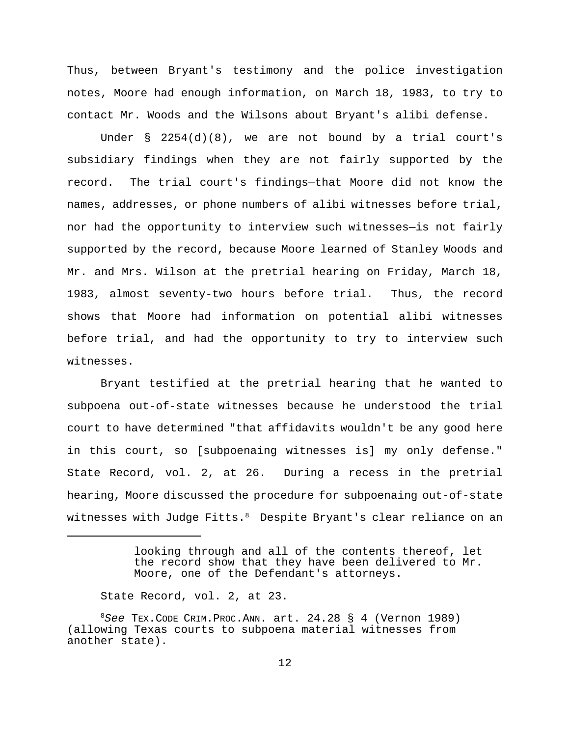Thus, between Bryant's testimony and the police investigation notes, Moore had enough information, on March 18, 1983, to try to contact Mr. Woods and the Wilsons about Bryant's alibi defense.

Under § 2254(d)(8), we are not bound by a trial court's subsidiary findings when they are not fairly supported by the record. The trial court's findings—that Moore did not know the names, addresses, or phone numbers of alibi witnesses before trial, nor had the opportunity to interview such witnesses—is not fairly supported by the record, because Moore learned of Stanley Woods and Mr. and Mrs. Wilson at the pretrial hearing on Friday, March 18, 1983, almost seventy-two hours before trial. Thus, the record shows that Moore had information on potential alibi witnesses before trial, and had the opportunity to try to interview such witnesses.

Bryant testified at the pretrial hearing that he wanted to subpoena out-of-state witnesses because he understood the trial court to have determined "that affidavits wouldn't be any good here in this court, so [subpoenaing witnesses is] my only defense." State Record, vol. 2, at 26. During a recess in the pretrial hearing, Moore discussed the procedure for subpoenaing out-of-state witnesses with Judge Fitts.[8] Despite Bryant's clear reliance on an

---

> looking through and all of the contents thereof, let the record show that they have been delivered to Mr. Moore, one of the Defendant's attorneys.

State Record, vol. 2, at 23.

[8] *See* TEX.CODE CRIM.PROC.ANN. art. 24.28 § 4 (Vernon 1989) (allowing Texas courts to subpoena material witnesses from another state).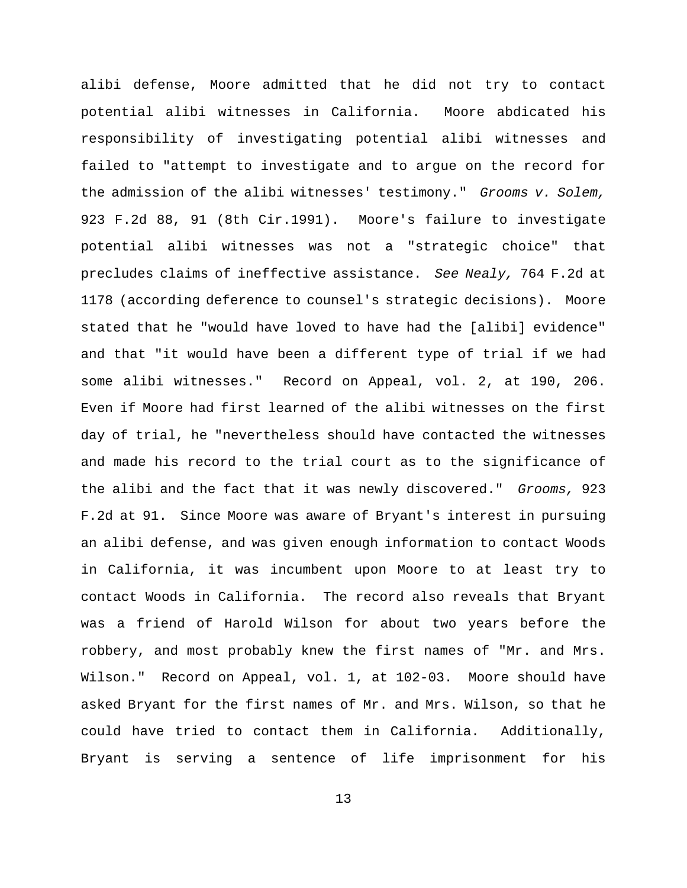alibi defense, Moore admitted that he did not try to contact potential alibi witnesses in California. Moore abdicated his responsibility of investigating potential alibi witnesses and failed to "attempt to investigate and to argue on the record for the admission of the alibi witnesses' testimony." *Grooms v. Solem,* 923 F.2d 88, 91 (8th Cir.1991). Moore's failure to investigate potential alibi witnesses was not a "strategic choice" that precludes claims of ineffective assistance. *See Nealy,* 764 F.2d at 1178 (according deference to counsel's strategic decisions). Moore stated that he "would have loved to have had the [alibi] evidence" and that "it would have been a different type of trial if we had some alibi witnesses." Record on Appeal, vol. 2, at 190, 206. Even if Moore had first learned of the alibi witnesses on the first day of trial, he "nevertheless should have contacted the witnesses and made his record to the trial court as to the significance of the alibi and the fact that it was newly discovered." *Grooms,* 923 F.2d at 91. Since Moore was aware of Bryant's interest in pursuing an alibi defense, and was given enough information to contact Woods in California, it was incumbent upon Moore to at least try to contact Woods in California. The record also reveals that Bryant was a friend of Harold Wilson for about two years before the robbery, and most probably knew the first names of "Mr. and Mrs. Wilson." Record on Appeal, vol. 1, at 102-03. Moore should have asked Bryant for the first names of Mr. and Mrs. Wilson, so that he could have tried to contact them in California. Additionally, Bryant is serving a sentence of life imprisonment for his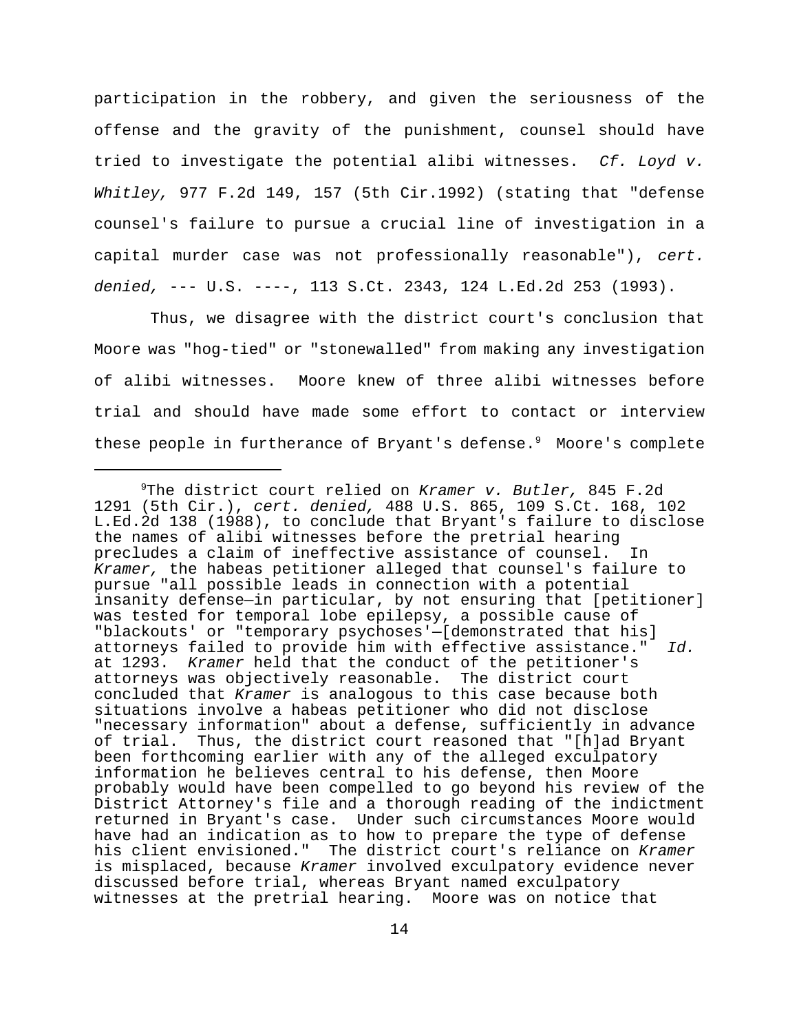participation in the robbery, and given the seriousness of the offense and the gravity of the punishment, counsel should have tried to investigate the potential alibi witnesses. *Cf. Loyd v. Whitley,* 977 F.2d 149, 157 (5th Cir.1992) (stating that "defense counsel's failure to pursue a crucial line of investigation in a capital murder case was not professionally reasonable"), *cert. denied,* --- U.S. ----, 113 S.Ct. 2343, 124 L.Ed.2d 253 (1993).

Thus, we disagree with the district court's conclusion that Moore was "hog-tied" or "stonewalled" from making any investigation of alibi witnesses. Moore knew of three alibi witnesses before trial and should have made some effort to contact or interview these people in furtherance of Bryant's defense.[9] Moore's complete

---

[9]The district court relied on *Kramer v. Butler,* 845 F.2d 1291 (5th Cir.), *cert. denied,* 488 U.S. 865, 109 S.Ct. 168, 102 L.Ed.2d 138 (1988), to conclude that Bryant's failure to disclose the names of alibi witnesses before the pretrial hearing precludes a claim of ineffective assistance of counsel. In *Kramer,* the habeas petitioner alleged that counsel's failure to pursue "all possible leads in connection with a potential insanity defense—in particular, by not ensuring that [petitioner] was tested for temporal lobe epilepsy, a possible cause of "blackouts' or "temporary psychoses'—[demonstrated that his] attorneys failed to provide him with effective assistance." *Id.* at 1293. *Kramer* held that the conduct of the petitioner's attorneys was objectively reasonable. The district court concluded that *Kramer* is analogous to this case because both situations involve a habeas petitioner who did not disclose "necessary information" about a defense, sufficiently in advance of trial. Thus, the district court reasoned that "[h]ad Bryant been forthcoming earlier with any of the alleged exculpatory information he believes central to his defense, then Moore probably would have been compelled to go beyond his review of the District Attorney's file and a thorough reading of the indictment returned in Bryant's case. Under such circumstances Moore would have had an indication as to how to prepare the type of defense his client envisioned." The district court's reliance on *Kramer* is misplaced, because *Kramer* involved exculpatory evidence never discussed before trial, whereas Bryant named exculpatory witnesses at the pretrial hearing. Moore was on notice that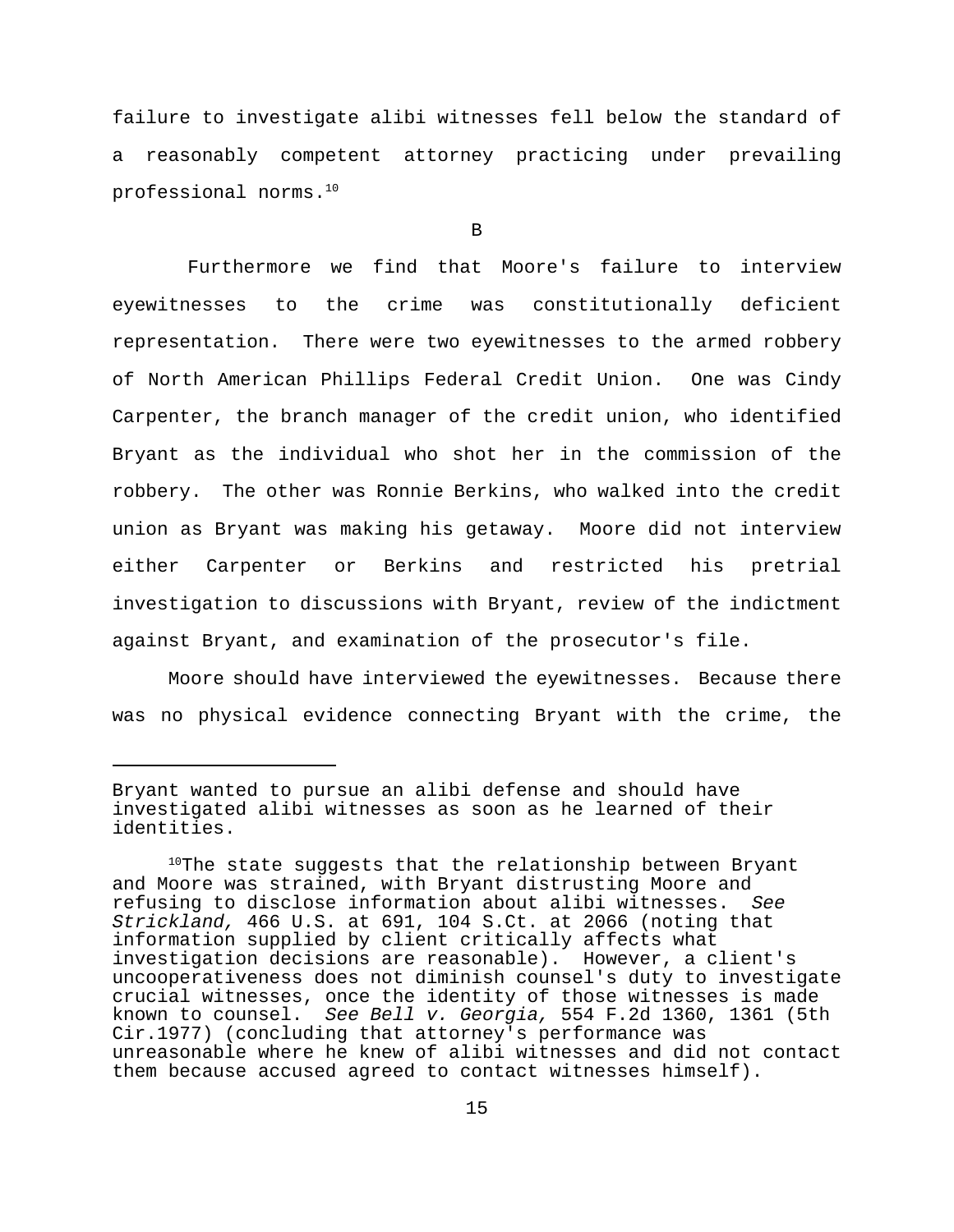failure to investigate alibi witnesses fell below the standard of a reasonably competent attorney practicing under prevailing professional norms.[10]

B

Furthermore we find that Moore's failure to interview eyewitnesses to the crime was constitutionally deficient representation. There were two eyewitnesses to the armed robbery of North American Phillips Federal Credit Union. One was Cindy Carpenter, the branch manager of the credit union, who identified Bryant as the individual who shot her in the commission of the robbery. The other was Ronnie Berkins, who walked into the credit union as Bryant was making his getaway. Moore did not interview either Carpenter or Berkins and restricted his pretrial investigation to discussions with Bryant, review of the indictment against Bryant, and examination of the prosecutor's file.

Moore should have interviewed the eyewitnesses. Because there was no physical evidence connecting Bryant with the crime, the

---

Bryant wanted to pursue an alibi defense and should have investigated alibi witnesses as soon as he learned of their identities.

[10] The state suggests that the relationship between Bryant and Moore was strained, with Bryant distrusting Moore and refusing to disclose information about alibi witnesses. *See Strickland,* 466 U.S. at 691, 104 S.Ct. at 2066 (noting that information supplied by client critically affects what investigation decisions are reasonable). However, a client's uncooperativeness does not diminish counsel's duty to investigate crucial witnesses, once the identity of those witnesses is made known to counsel. *See Bell v. Georgia,* 554 F.2d 1360, 1361 (5th Cir.1977) (concluding that attorney's performance was unreasonable where he knew of alibi witnesses and did not contact them because accused agreed to contact witnesses himself).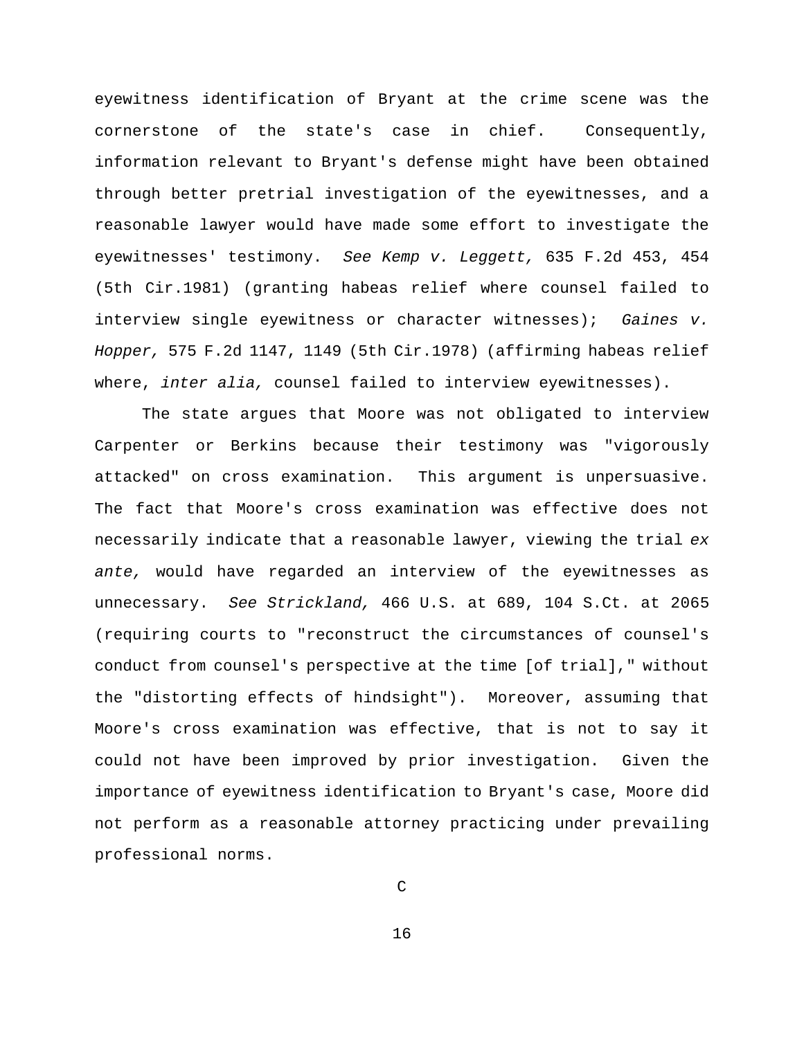eyewitness identification of Bryant at the crime scene was the cornerstone of the state's case in chief. Consequently, information relevant to Bryant's defense might have been obtained through better pretrial investigation of the eyewitnesses, and a reasonable lawyer would have made some effort to investigate the eyewitnesses' testimony. *See Kemp v. Leggett,* 635 F.2d 453, 454 (5th Cir.1981) (granting habeas relief where counsel failed to interview single eyewitness or character witnesses); *Gaines v. Hopper,* 575 F.2d 1147, 1149 (5th Cir.1978) (affirming habeas relief where, *inter alia,* counsel failed to interview eyewitnesses).

The state argues that Moore was not obligated to interview Carpenter or Berkins because their testimony was "vigorously attacked" on cross examination. This argument is unpersuasive. The fact that Moore's cross examination was effective does not necessarily indicate that a reasonable lawyer, viewing the trial *ex ante,* would have regarded an interview of the eyewitnesses as unnecessary. *See Strickland,* 466 U.S. at 689, 104 S.Ct. at 2065 (requiring courts to "reconstruct the circumstances of counsel's conduct from counsel's perspective at the time [of trial]," without the "distorting effects of hindsight"). Moreover, assuming that Moore's cross examination was effective, that is not to say it could not have been improved by prior investigation. Given the importance of eyewitness identification to Bryant's case, Moore did not perform as a reasonable attorney practicing under prevailing professional norms.

C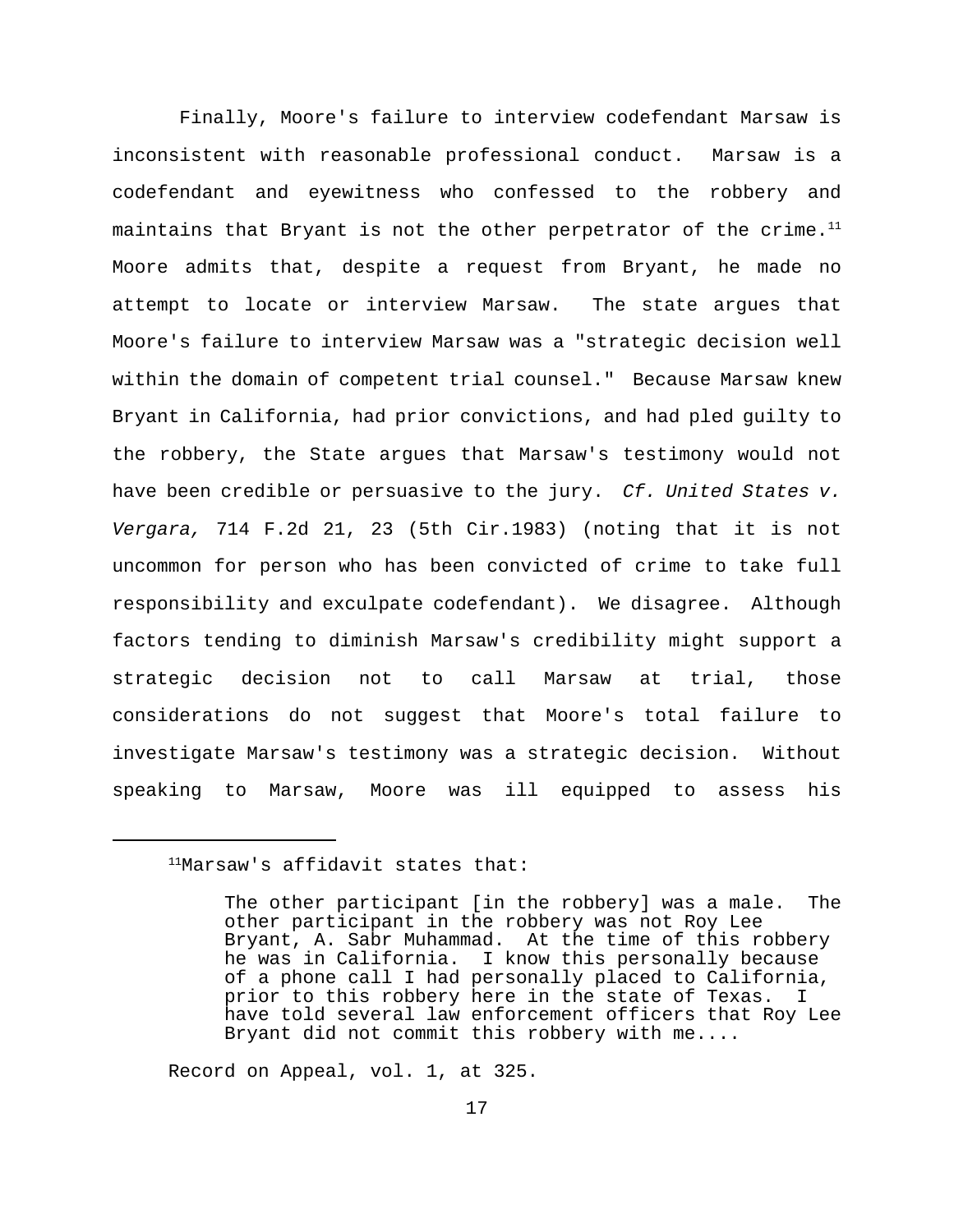Finally, Moore's failure to interview codefendant Marsaw is inconsistent with reasonable professional conduct. Marsaw is a codefendant and eyewitness who confessed to the robbery and maintains that Bryant is not the other perpetrator of the crime.[11] Moore admits that, despite a request from Bryant, he made no attempt to locate or interview Marsaw. The state argues that Moore's failure to interview Marsaw was a "strategic decision well within the domain of competent trial counsel." Because Marsaw knew Bryant in California, had prior convictions, and had pled guilty to the robbery, the State argues that Marsaw's testimony would not have been credible or persuasive to the jury. *Cf. United States v. Vergara,* 714 F.2d 21, 23 (5th Cir.1983) (noting that it is not uncommon for person who has been convicted of crime to take full responsibility and exculpate codefendant). We disagree. Although factors tending to diminish Marsaw's credibility might support a strategic decision not to call Marsaw at trial, those considerations do not suggest that Moore's total failure to investigate Marsaw's testimony was a strategic decision. Without speaking to Marsaw, Moore was ill equipped to assess his

---

[11] Marsaw's affidavit states that:

> The other participant [in the robbery] was a male. The other participant in the robbery was not Roy Lee Bryant, A. Sabr Muhammad. At the time of this robbery he was in California. I know this personally because of a phone call I had personally placed to California, prior to this robbery here in the state of Texas. I have told several law enforcement officers that Roy Lee Bryant did not commit this robbery with me....

Record on Appeal, vol. 1, at 325.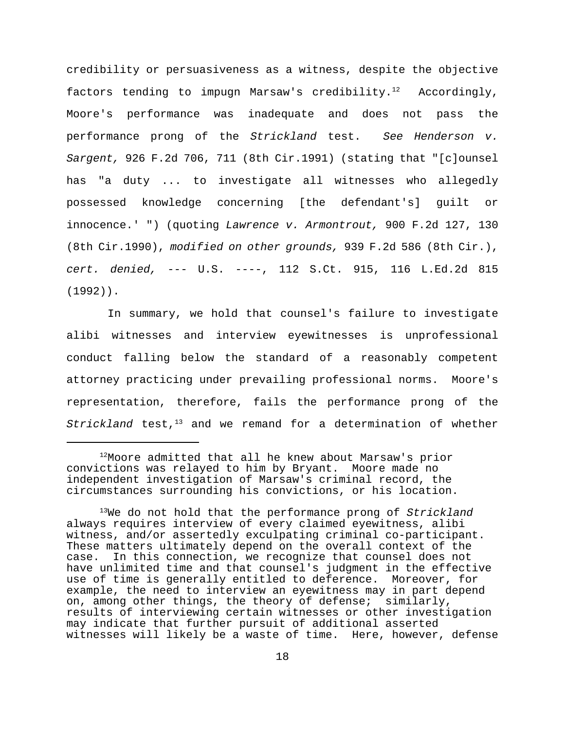credibility or persuasiveness as a witness, despite the objective factors tending to impugn Marsaw's credibility.[12] Accordingly, Moore's performance was inadequate and does not pass the performance prong of the *Strickland* test. *See Henderson v. Sargent,* 926 F.2d 706, 711 (8th Cir.1991) (stating that "[c]ounsel has "a duty ... to investigate all witnesses who allegedly possessed knowledge concerning [the defendant's] guilt or innocence.' ") (quoting *Lawrence v. Armontrout,* 900 F.2d 127, 130 (8th Cir.1990), *modified on other grounds,* 939 F.2d 586 (8th Cir.), *cert. denied,* --- U.S. ----, 112 S.Ct. 915, 116 L.Ed.2d 815 (1992)).

In summary, we hold that counsel's failure to investigate alibi witnesses and interview eyewitnesses is unprofessional conduct falling below the standard of a reasonably competent attorney practicing under prevailing professional norms. Moore's representation, therefore, fails the performance prong of the *Strickland* test,[13] and we remand for a determination of whether

---

[12]Moore admitted that all he knew about Marsaw's prior convictions was relayed to him by Bryant. Moore made no independent investigation of Marsaw's criminal record, the circumstances surrounding his convictions, or his location.

[13]We do not hold that the performance prong of *Strickland* always requires interview of every claimed eyewitness, alibi witness, and/or assertedly exculpating criminal co-participant. These matters ultimately depend on the overall context of the case. In this connection, we recognize that counsel does not have unlimited time and that counsel's judgment in the effective use of time is generally entitled to deference. Moreover, for example, the need to interview an eyewitness may in part depend on, among other things, the theory of defense; similarly, results of interviewing certain witnesses or other investigation may indicate that further pursuit of additional asserted witnesses will likely be a waste of time. Here, however, defense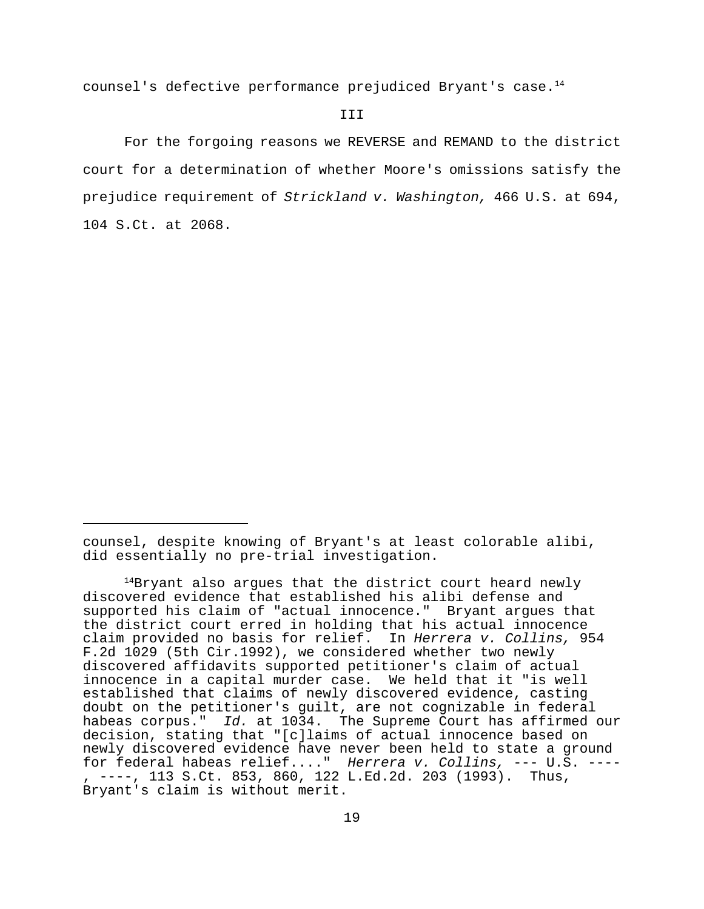counsel's defective performance prejudiced Bryant's case.[14]

III

For the forgoing reasons we REVERSE and REMAND to the district court for a determination of whether Moore's omissions satisfy the prejudice requirement of *Strickland v. Washington,* 466 U.S. at 694, 104 S.Ct. at 2068.

---

counsel, despite knowing of Bryant's at least colorable alibi, did essentially no pre-trial investigation.

[14]Bryant also argues that the district court heard newly discovered evidence that established his alibi defense and supported his claim of "actual innocence." Bryant argues that the district court erred in holding that his actual innocence claim provided no basis for relief. In *Herrera v. Collins,* 954 F.2d 1029 (5th Cir.1992), we considered whether two newly discovered affidavits supported petitioner's claim of actual innocence in a capital murder case. We held that it "is well established that claims of newly discovered evidence, casting doubt on the petitioner's guilt, are not cognizable in federal habeas corpus." *Id.* at 1034. The Supreme Court has affirmed our decision, stating that "[c]laims of actual innocence based on newly discovered evidence have never been held to state a ground for federal habeas relief...." *Herrera v. Collins,* --- U.S. ----, ----, 113 S.Ct. 853, 860, 122 L.Ed.2d. 203 (1993). Thus, Bryant's claim is without merit.